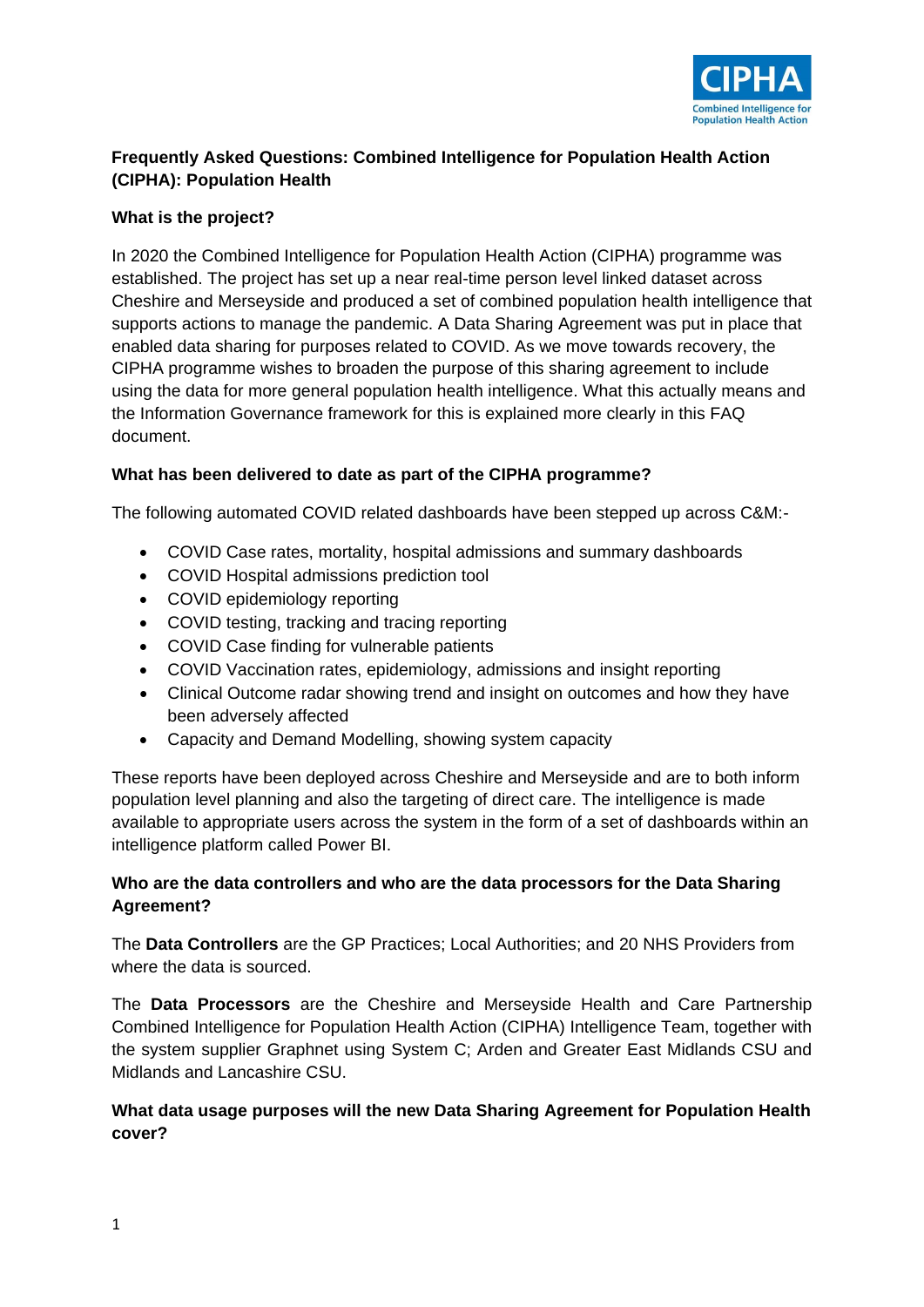# Frequently Asked Questions: Combined Intelligence for Population Health Action (CIPHA): Population Health

## What is the project?

In 2020 the Combined Intelligence for Population Health Action (CIPHA) programme was established. The project has set up a near real-time person level linked dataset across Cheshire and Merseyside and produced a set of combined population health intelligence that supports actions to manage the pandemic. A Data Sharing Agreement was put in place that enabled data sharing for purposes related to COVID. As we move towards recovery, the CIPHA programme wishes to broaden the purpose of this sharing agreement to include using the data for more general population health intelligence. What this actually means and the Information Governance framework for this is explained more clearly in this FAQ document.

## What has been delivered to date as part of the CIPHA programme?

The following automated COVID related dashboards have been stepped up across C&M:-

- COVID Case rates, mortality, hospital admissions and summary dashboards
- COVID Hospital admissions prediction tool
- COVID epidemiology reporting
- COVID testing, tracking and tracing reporting
- COVID Case finding for vulnerable patients
- COVID Vaccination rates, epidemiology, admissions and insight reporting
- Clinical Outcome radar showing trend and insight on outcomes and how they have been adversely affected
- Capacity and Demand Modelling, showing system capacity

These reports have been deployed across Cheshire and Merseyside and are to both inform population level planning and also the targeting of direct care. The intelligence is made available to appropriate users across the system in the form of a set of dashboards within an intelligence platform called Power BI.

## Who are the data controllers and who are the data processors for the Data Sharing Agreement?

The **Data Controllers** are the GP Practices; Local Authorities; and 20 NHS Providers from where the data is sourced.

The **Data Processors** are the Cheshire and Merseyside Health and Care Partnership Combined Intelligence for Population Health Action (CIPHA) Intelligence Team, together with the system supplier Graphnet using System C; Arden and Greater East Midlands CSU and Midlands and Lancashire CSU.

## What data usage purposes will the new Data Sharing Agreement for Population Health cover?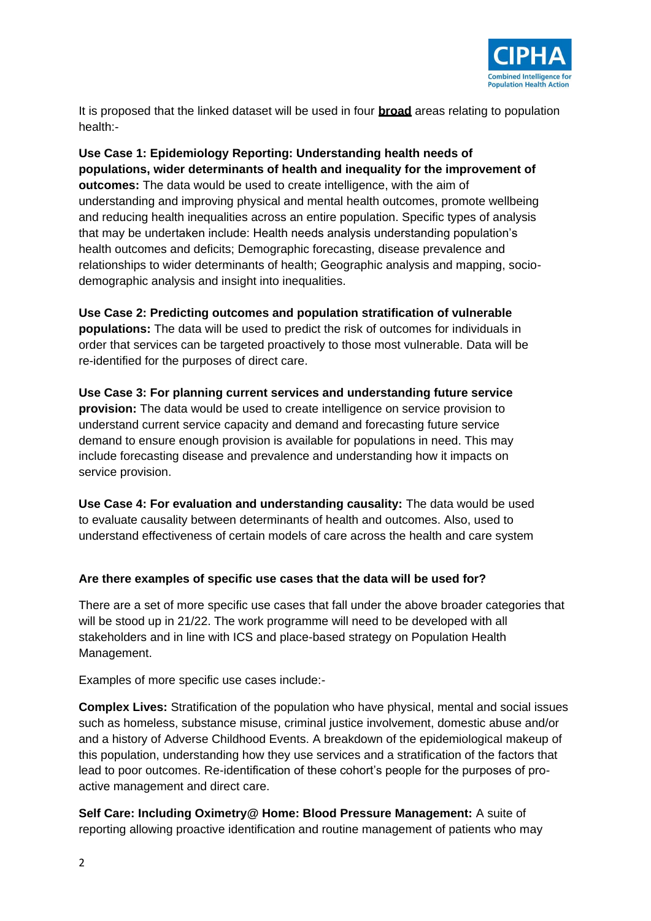It is proposed that the linked dataset will be used in four **broad** areas relating to population health:-

**Use Case 1: Epidemiology Reporting: Understanding health needs of populations, wider determinants of health and inequality for the improvement of outcomes:** The data would be used to create intelligence, with the aim of understanding and improving physical and mental health outcomes, promote wellbeing and reducing health inequalities across an entire population. Specific types of analysis that may be undertaken include: Health needs analysis understanding population's health outcomes and deficits; Demographic forecasting, disease prevalence and relationships to wider determinants of health; Geographic analysis and mapping, socio-demographic analysis and insight into inequalities.

**Use Case 2: Predicting outcomes and population stratification of vulnerable populations:** The data will be used to predict the risk of outcomes for individuals in order that services can be targeted proactively to those most vulnerable. Data will be re-identified for the purposes of direct care.

**Use Case 3: For planning current services and understanding future service provision:** The data would be used to create intelligence on service provision to understand current service capacity and demand and forecasting future service demand to ensure enough provision is available for populations in need. This may include forecasting disease and prevalence and understanding how it impacts on service provision.

**Use Case 4: For evaluation and understanding causality:** The data would be used to evaluate causality between determinants of health and outcomes. Also, used to understand effectiveness of certain models of care across the health and care system

**Are there examples of specific use cases that the data will be used for?**

There are a set of more specific use cases that fall under the above broader categories that will be stood up in 21/22. The work programme will need to be developed with all stakeholders and in line with ICS and place-based strategy on Population Health Management.

Examples of more specific use cases include:-

**Complex Lives:** Stratification of the population who have physical, mental and social issues such as homeless, substance misuse, criminal justice involvement, domestic abuse and/or and a history of Adverse Childhood Events. A breakdown of the epidemiological makeup of this population, understanding how they use services and a stratification of the factors that lead to poor outcomes. Re-identification of these cohort's people for the purposes of pro-active management and direct care.

**Self Care: Including Oximetry@ Home: Blood Pressure Management:** A suite of reporting allowing proactive identification and routine management of patients who may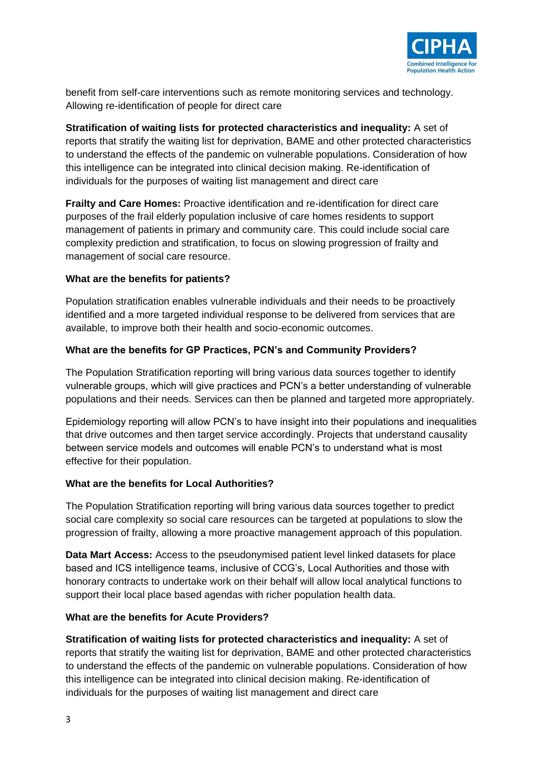benefit from self-care interventions such as remote monitoring services and technology. Allowing re-identification of people for direct care

**Stratification of waiting lists for protected characteristics and inequality:** A set of reports that stratify the waiting list for deprivation, BAME and other protected characteristics to understand the effects of the pandemic on vulnerable populations. Consideration of how this intelligence can be integrated into clinical decision making. Re-identification of individuals for the purposes of waiting list management and direct care

**Frailty and Care Homes:** Proactive identification and re-identification for direct care purposes of the frail elderly population inclusive of care homes residents to support management of patients in primary and community care. This could include social care complexity prediction and stratification, to focus on slowing progression of frailty and management of social care resource.

**What are the benefits for patients?**

Population stratification enables vulnerable individuals and their needs to be proactively identified and a more targeted individual response to be delivered from services that are available, to improve both their health and socio-economic outcomes.

**What are the benefits for GP Practices, PCN's and Community Providers?**

The Population Stratification reporting will bring various data sources together to identify vulnerable groups, which will give practices and PCN's a better understanding of vulnerable populations and their needs. Services can then be planned and targeted more appropriately.

Epidemiology reporting will allow PCN's to have insight into their populations and inequalities that drive outcomes and then target service accordingly. Projects that understand causality between service models and outcomes will enable PCN's to understand what is most effective for their population.

**What are the benefits for Local Authorities?**

The Population Stratification reporting will bring various data sources together to predict social care complexity so social care resources can be targeted at populations to slow the progression of frailty, allowing a more proactive management approach of this population.

**Data Mart Access:** Access to the pseudonymised patient level linked datasets for place based and ICS intelligence teams, inclusive of CCG's, Local Authorities and those with honorary contracts to undertake work on their behalf will allow local analytical functions to support their local place based agendas with richer population health data.

**What are the benefits for Acute Providers?**

**Stratification of waiting lists for protected characteristics and inequality:** A set of reports that stratify the waiting list for deprivation, BAME and other protected characteristics to understand the effects of the pandemic on vulnerable populations. Consideration of how this intelligence can be integrated into clinical decision making. Re-identification of individuals for the purposes of waiting list management and direct care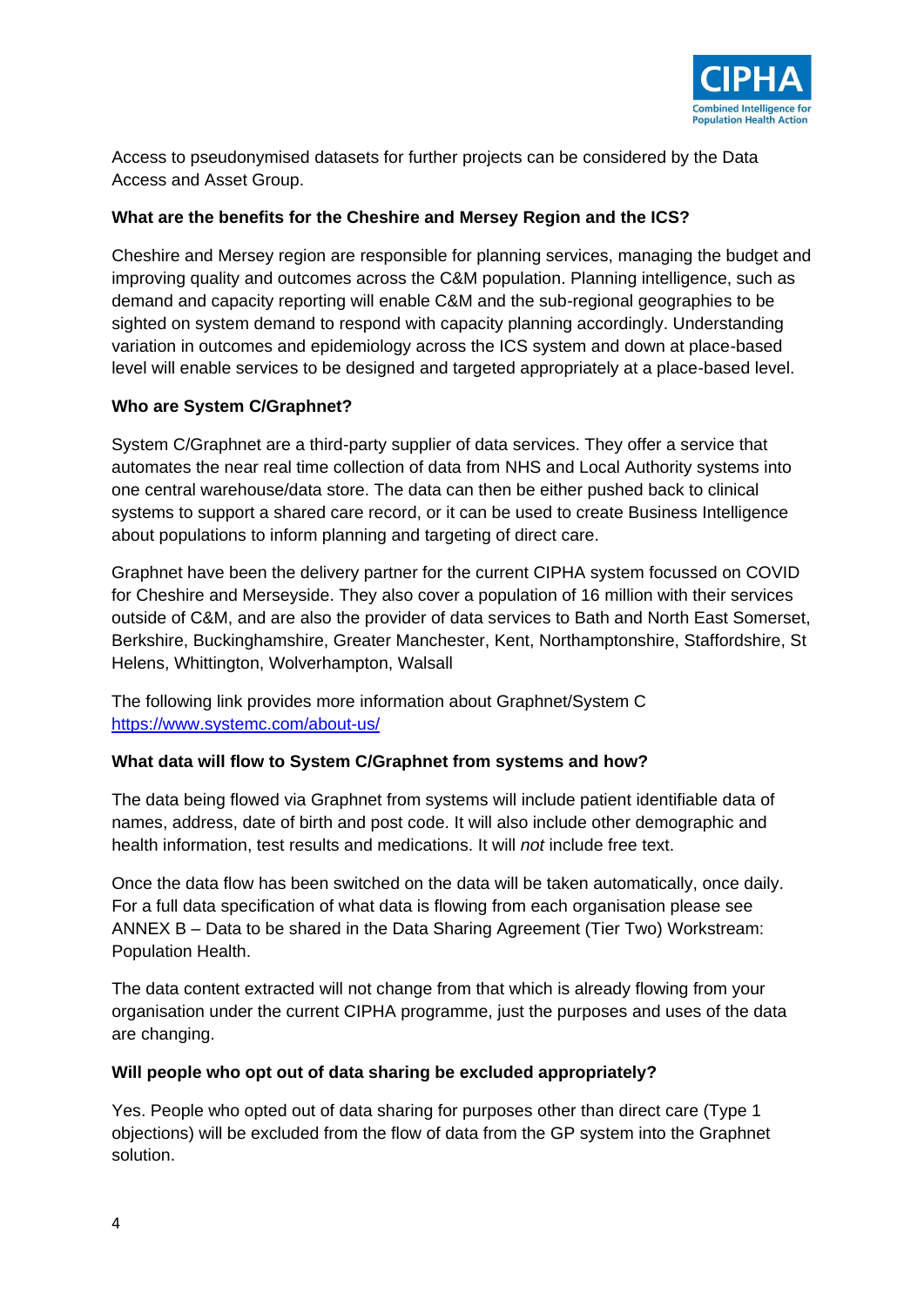Access to pseudonymised datasets for further projects can be considered by the Data Access and Asset Group.

**What are the benefits for the Cheshire and Mersey Region and the ICS?**

Cheshire and Mersey region are responsible for planning services, managing the budget and improving quality and outcomes across the C&M population. Planning intelligence, such as demand and capacity reporting will enable C&M and the sub-regional geographies to be sighted on system demand to respond with capacity planning accordingly. Understanding variation in outcomes and epidemiology across the ICS system and down at place-based level will enable services to be designed and targeted appropriately at a place-based level.

**Who are System C/Graphnet?**

System C/Graphnet are a third-party supplier of data services. They offer a service that automates the near real time collection of data from NHS and Local Authority systems into one central warehouse/data store. The data can then be either pushed back to clinical systems to support a shared care record, or it can be used to create Business Intelligence about populations to inform planning and targeting of direct care.

Graphnet have been the delivery partner for the current CIPHA system focussed on COVID for Cheshire and Merseyside. They also cover a population of 16 million with their services outside of C&M, and are also the provider of data services to Bath and North East Somerset, Berkshire, Buckinghamshire, Greater Manchester, Kent, Northamptonshire, Staffordshire, St Helens, Whittington, Wolverhampton, Walsall

The following link provides more information about Graphnet/System C
https://www.systemc.com/about-us/

**What data will flow to System C/Graphnet from systems and how?**

The data being flowed via Graphnet from systems will include patient identifiable data of names, address, date of birth and post code. It will also include other demographic and health information, test results and medications. It will *not* include free text.

Once the data flow has been switched on the data will be taken automatically, once daily. For a full data specification of what data is flowing from each organisation please see ANNEX B – Data to be shared in the Data Sharing Agreement (Tier Two) Workstream: Population Health.

The data content extracted will not change from that which is already flowing from your organisation under the current CIPHA programme, just the purposes and uses of the data are changing.

**Will people who opt out of data sharing be excluded appropriately?**

Yes. People who opted out of data sharing for purposes other than direct care (Type 1 objections) will be excluded from the flow of data from the GP system into the Graphnet solution.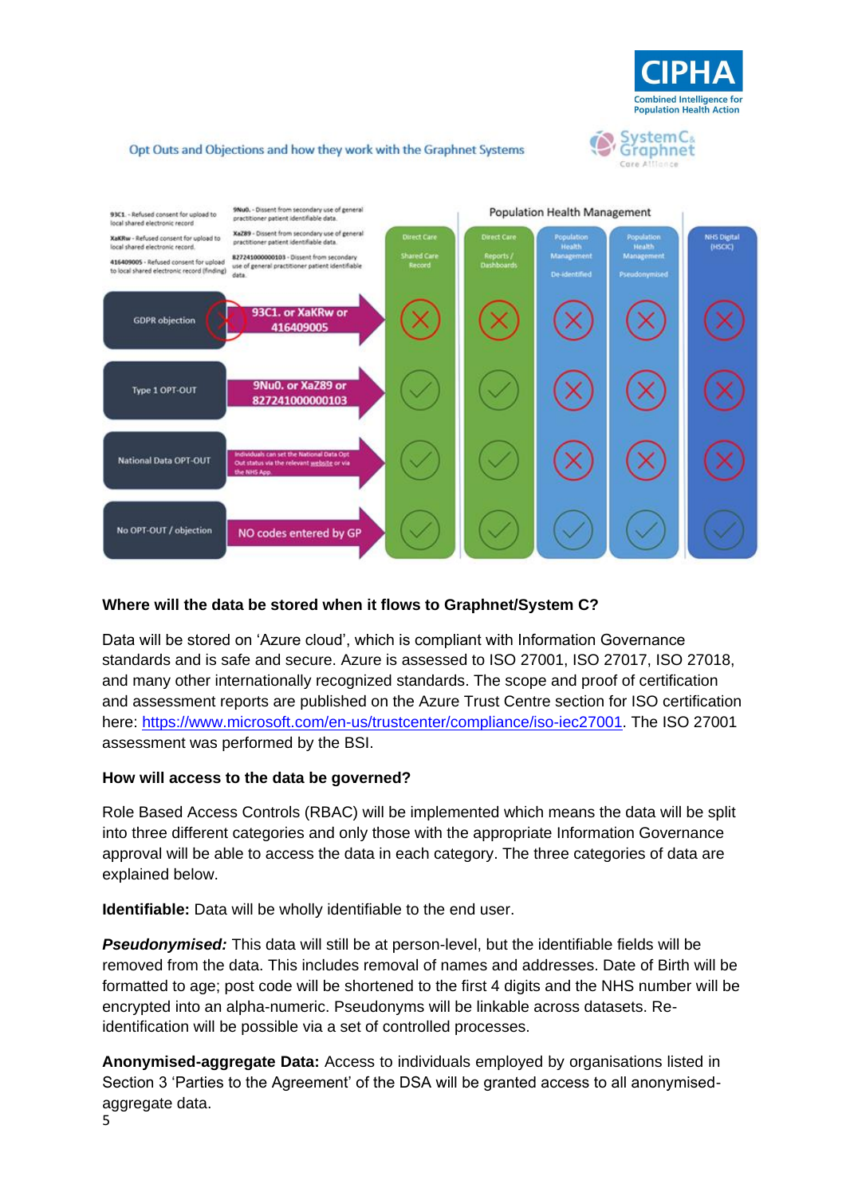Opt Outs and Objections and how they work with the Graphnet Systems

**93C1.** - Refused consent for upload to local shared electronic record

**XaKRw** - Refused consent for upload to local shared electronic record.

**416409005** - Refused consent for upload to local shared electronic record (finding)

**9Nu0.** - Dissent from secondary use of general practitioner patient identifiable data.

**XaZ89** - Dissent from secondary use of general practitioner patient identifiable data.

**827241000000103** - Dissent from secondary use of general practitioner patient identifiable data.

| | Codes | Direct Care – Shared Care Record | Direct Care – Reports / Dashboards | Population Health Management – De-identified | Population Health Management – Pseudonymised | NHS Digital (HSCIC) |
|---|---|---|---|---|---|---|
| GDPR objection | 93C1. or XaKRw or 416409005 | ✗ | ✗ | ✗ | ✗ | ✗ |
| Type 1 OPT-OUT | 9Nu0. or XaZ89 or 827241000000103 | ✓ | ✓ | ✗ | ✗ | ✗ |
| National Data OPT-OUT | Individuals can set the National Data Opt Out status via the relevant website or via the NHS App. | ✓ | ✓ | ✗ | ✗ | ✗ |
| No OPT-OUT / objection | NO codes entered by GP | ✓ | ✓ | ✓ | ✓ | ✓ |

**Where will the data be stored when it flows to Graphnet/System C?**

Data will be stored on 'Azure cloud', which is compliant with Information Governance standards and is safe and secure. Azure is assessed to ISO 27001, ISO 27017, ISO 27018, and many other internationally recognized standards. The scope and proof of certification and assessment reports are published on the Azure Trust Centre section for ISO certification here: https://www.microsoft.com/en-us/trustcenter/compliance/iso-iec27001. The ISO 27001 assessment was performed by the BSI.

**How will access to the data be governed?**

Role Based Access Controls (RBAC) will be implemented which means the data will be split into three different categories and only those with the appropriate Information Governance approval will be able to access the data in each category. The three categories of data are explained below.

**Identifiable:** Data will be wholly identifiable to the end user.

***Pseudonymised:*** This data will still be at person-level, but the identifiable fields will be removed from the data. This includes removal of names and addresses. Date of Birth will be formatted to age; post code will be shortened to the first 4 digits and the NHS number will be encrypted into an alpha-numeric. Pseudonyms will be linkable across datasets. Re-identification will be possible via a set of controlled processes.

**Anonymised-aggregate Data:** Access to individuals employed by organisations listed in Section 3 'Parties to the Agreement' of the DSA will be granted access to all anonymised-aggregate data.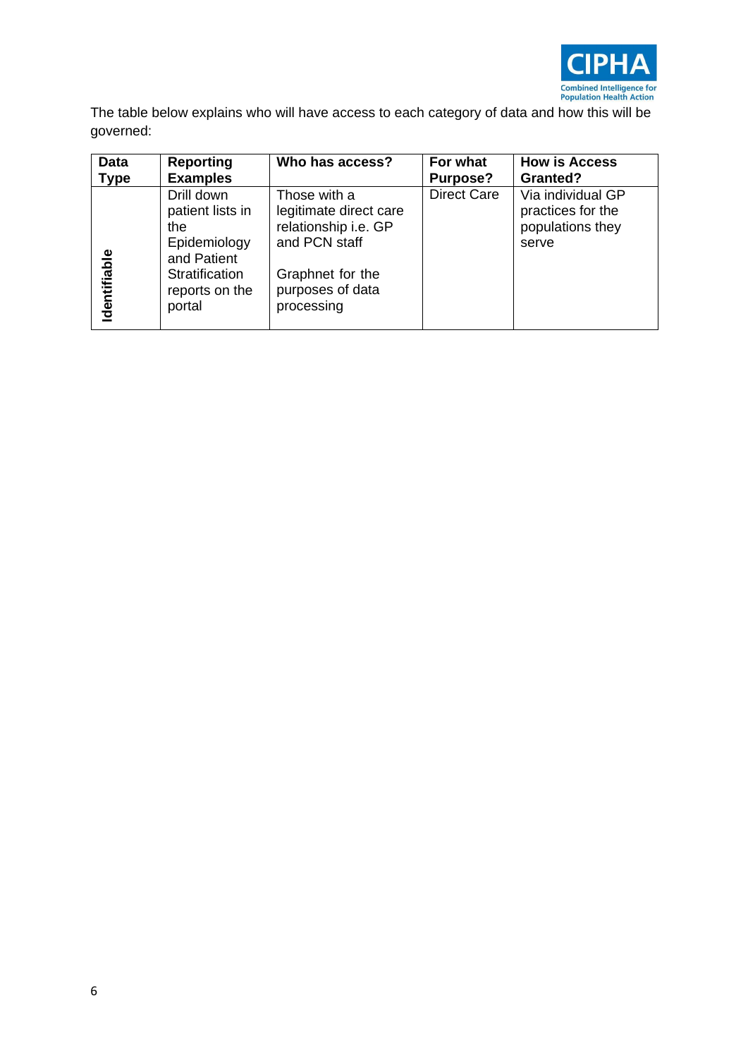The table below explains who will have access to each category of data and how this will be governed:

| Data Type | Reporting Examples | Who has access? | For what Purpose? | How is Access Granted? |
| --- | --- | --- | --- | --- |
| Identifiable | Drill down patient lists in the Epidemiology and Patient Stratification reports on the portal | Those with a legitimate direct care relationship i.e. GP and PCN staff<br><br>Graphnet for the purposes of data processing | Direct Care | Via individual GP practices for the populations they serve |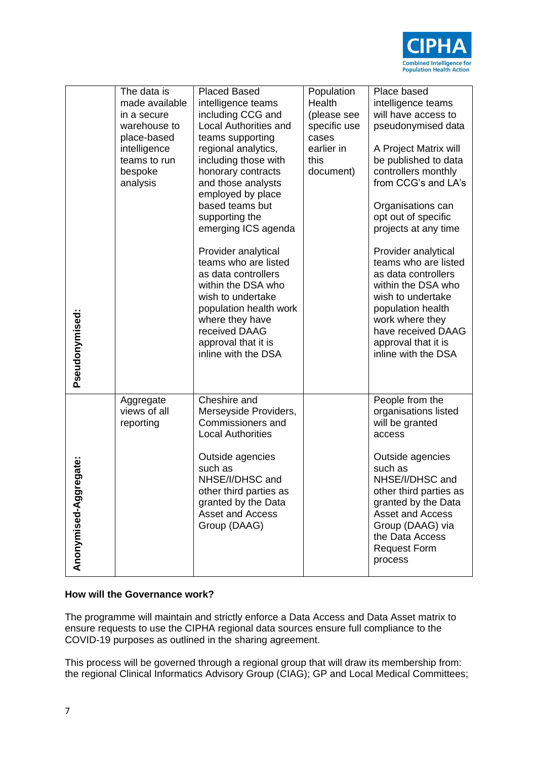| | | | | |
|---|---|---|---|---|
| **Pseudonymised:** | The data is made available in a secure warehouse to place-based intelligence teams to run bespoke analysis | Placed Based intelligence teams including CCG and Local Authorities and teams supporting regional analytics, including those with honorary contracts and those analysts employed by place based teams but supporting the emerging ICS agenda<br><br>Provider analytical teams who are listed as data controllers within the DSA who wish to undertake population health work where they have received DAAG approval that it is inline with the DSA | Population Health (please see specific use cases earlier in this document) | Place based intelligence teams will have access to pseudonymised data<br><br>A Project Matrix will be published to data controllers monthly from CCG's and LA's<br><br>Organisations can opt out of specific projects at any time<br><br>Provider analytical teams who are listed as data controllers within the DSA who wish to undertake population health work where they have received DAAG approval that it is inline with the DSA |
| **Anonymised-Aggregate:** | Aggregate views of all reporting | Cheshire and Merseyside Providers, Commissioners and Local Authorities<br><br>Outside agencies such as NHSE/I/DHSC and other third parties as granted by the Data Asset and Access Group (DAAG) | | People from the organisations listed will be granted access<br><br>Outside agencies such as NHSE/I/DHSC and other third parties as granted by the Data Asset and Access Group (DAAG) via the Data Access Request Form process |

**How will the Governance work?**

The programme will maintain and strictly enforce a Data Access and Data Asset matrix to ensure requests to use the CIPHA regional data sources ensure full compliance to the COVID-19 purposes as outlined in the sharing agreement.

This process will be governed through a regional group that will draw its membership from: the regional Clinical Informatics Advisory Group (CIAG); GP and Local Medical Committees;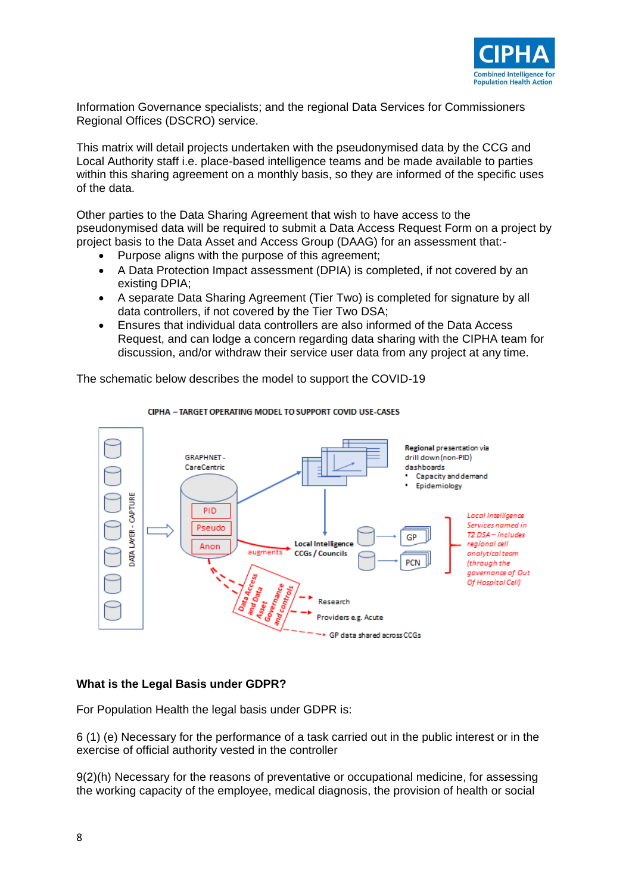Information Governance specialists; and the regional Data Services for Commissioners Regional Offices (DSCRO) service.

This matrix will detail projects undertaken with the pseudonymised data by the CCG and Local Authority staff i.e. place-based intelligence teams and be made available to parties within this sharing agreement on a monthly basis, so they are informed of the specific uses of the data.

Other parties to the Data Sharing Agreement that wish to have access to the pseudonymised data will be required to submit a Data Access Request Form on a project by project basis to the Data Asset and Access Group (DAAG) for an assessment that:-

- Purpose aligns with the purpose of this agreement;
- A Data Protection Impact assessment (DPIA) is completed, if not covered by an existing DPIA;
- A separate Data Sharing Agreement (Tier Two) is completed for signature by all data controllers, if not covered by the Tier Two DSA;
- Ensures that individual data controllers are also informed of the Data Access Request, and can lodge a concern regarding data sharing with the CIPHA team for discussion, and/or withdraw their service user data from any project at any time.

The schematic below describes the model to support the COVID-19

CIPHA – TARGET OPERATING MODEL TO SUPPORT COVID USE-CASES

DATA LAYER - CAPTURE

GRAPHNET - CareCentric

PID

Pseudo

Anon

Regional presentation via drill down (non-PID) dashboards
- Capacity and demand
- Epidemiology

augments

Local Intelligence CCGs / Councils

GP

PCN

*Local Intelligence Services named in T2 DSA – includes regional cell analytical team (through the governance of Out Of Hospital Cell)*

Data Access and Data Asset Governance and controls

Research

Providers e.g. Acute

GP data shared across CCGs

**What is the Legal Basis under GDPR?**

For Population Health the legal basis under GDPR is:

6 (1) (e) Necessary for the performance of a task carried out in the public interest or in the exercise of official authority vested in the controller

9(2)(h) Necessary for the reasons of preventative or occupational medicine, for assessing the working capacity of the employee, medical diagnosis, the provision of health or social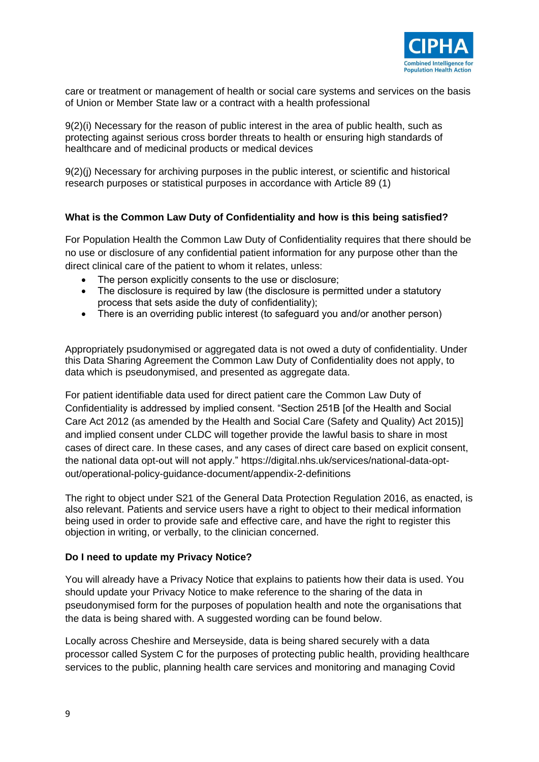care or treatment or management of health or social care systems and services on the basis of Union or Member State law or a contract with a health professional

9(2)(i) Necessary for the reason of public interest in the area of public health, such as protecting against serious cross border threats to health or ensuring high standards of healthcare and of medicinal products or medical devices

9(2)(j) Necessary for archiving purposes in the public interest, or scientific and historical research purposes or statistical purposes in accordance with Article 89 (1)

**What is the Common Law Duty of Confidentiality and how is this being satisfied?**

For Population Health the Common Law Duty of Confidentiality requires that there should be no use or disclosure of any confidential patient information for any purpose other than the direct clinical care of the patient to whom it relates, unless:

- The person explicitly consents to the use or disclosure;
- The disclosure is required by law (the disclosure is permitted under a statutory process that sets aside the duty of confidentiality);
- There is an overriding public interest (to safeguard you and/or another person)

Appropriately psudonymised or aggregated data is not owed a duty of confidentiality. Under this Data Sharing Agreement the Common Law Duty of Confidentiality does not apply, to data which is pseudonymised, and presented as aggregate data.

For patient identifiable data used for direct patient care the Common Law Duty of Confidentiality is addressed by implied consent. "Section 251B [of the Health and Social Care Act 2012 (as amended by the Health and Social Care (Safety and Quality) Act 2015)] and implied consent under CLDC will together provide the lawful basis to share in most cases of direct care. In these cases, and any cases of direct care based on explicit consent, the national data opt-out will not apply." https://digital.nhs.uk/services/national-data-opt-out/operational-policy-guidance-document/appendix-2-definitions

The right to object under S21 of the General Data Protection Regulation 2016, as enacted, is also relevant. Patients and service users have a right to object to their medical information being used in order to provide safe and effective care, and have the right to register this objection in writing, or verbally, to the clinician concerned.

**Do I need to update my Privacy Notice?**

You will already have a Privacy Notice that explains to patients how their data is used. You should update your Privacy Notice to make reference to the sharing of the data in pseudonymised form for the purposes of population health and note the organisations that the data is being shared with. A suggested wording can be found below.

Locally across Cheshire and Merseyside, data is being shared securely with a data processor called System C for the purposes of protecting public health, providing healthcare services to the public, planning health care services and monitoring and managing Covid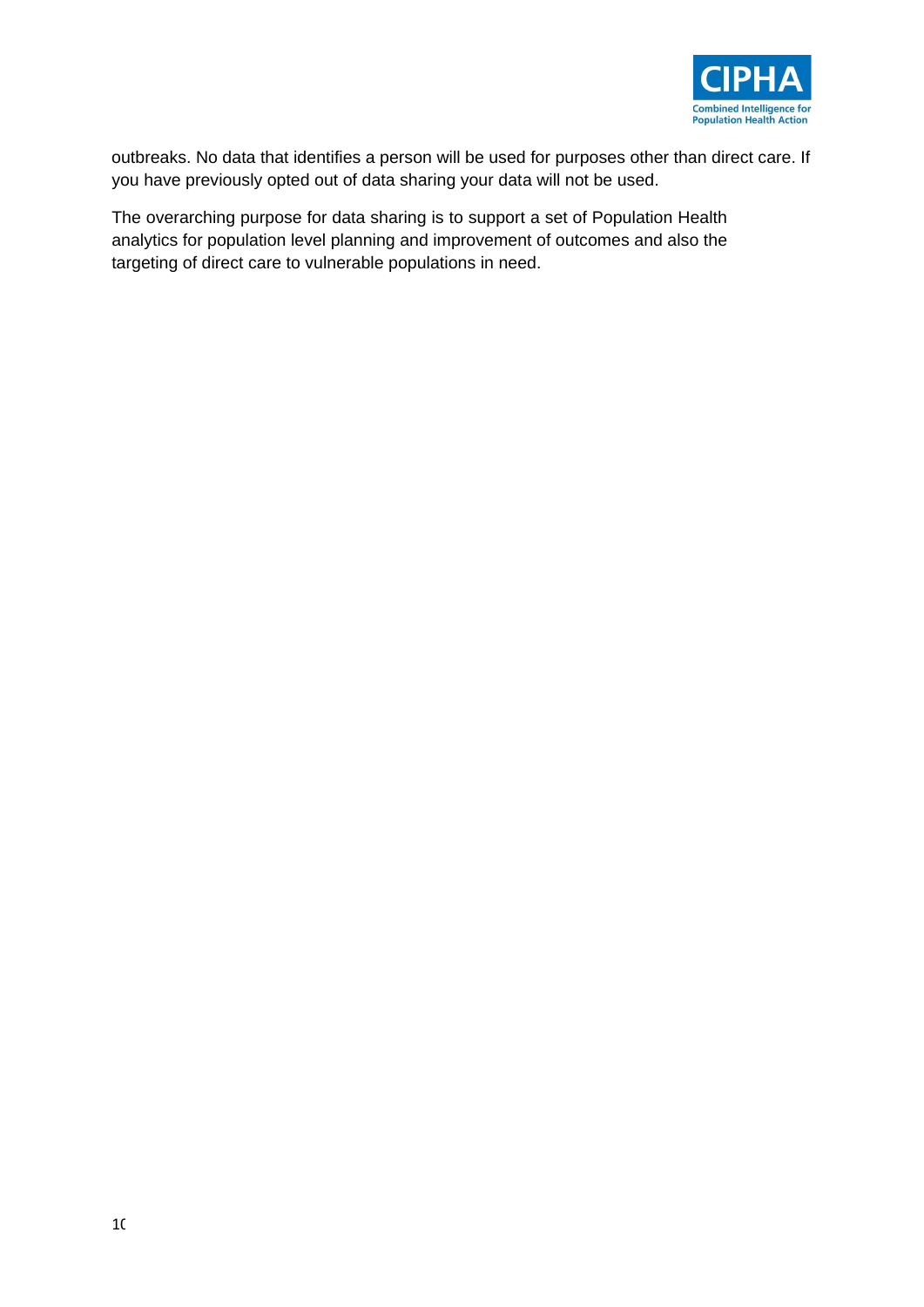outbreaks. No data that identifies a person will be used for purposes other than direct care. If you have previously opted out of data sharing your data will not be used.

The overarching purpose for data sharing is to support a set of Population Health analytics for population level planning and improvement of outcomes and also the targeting of direct care to vulnerable populations in need.